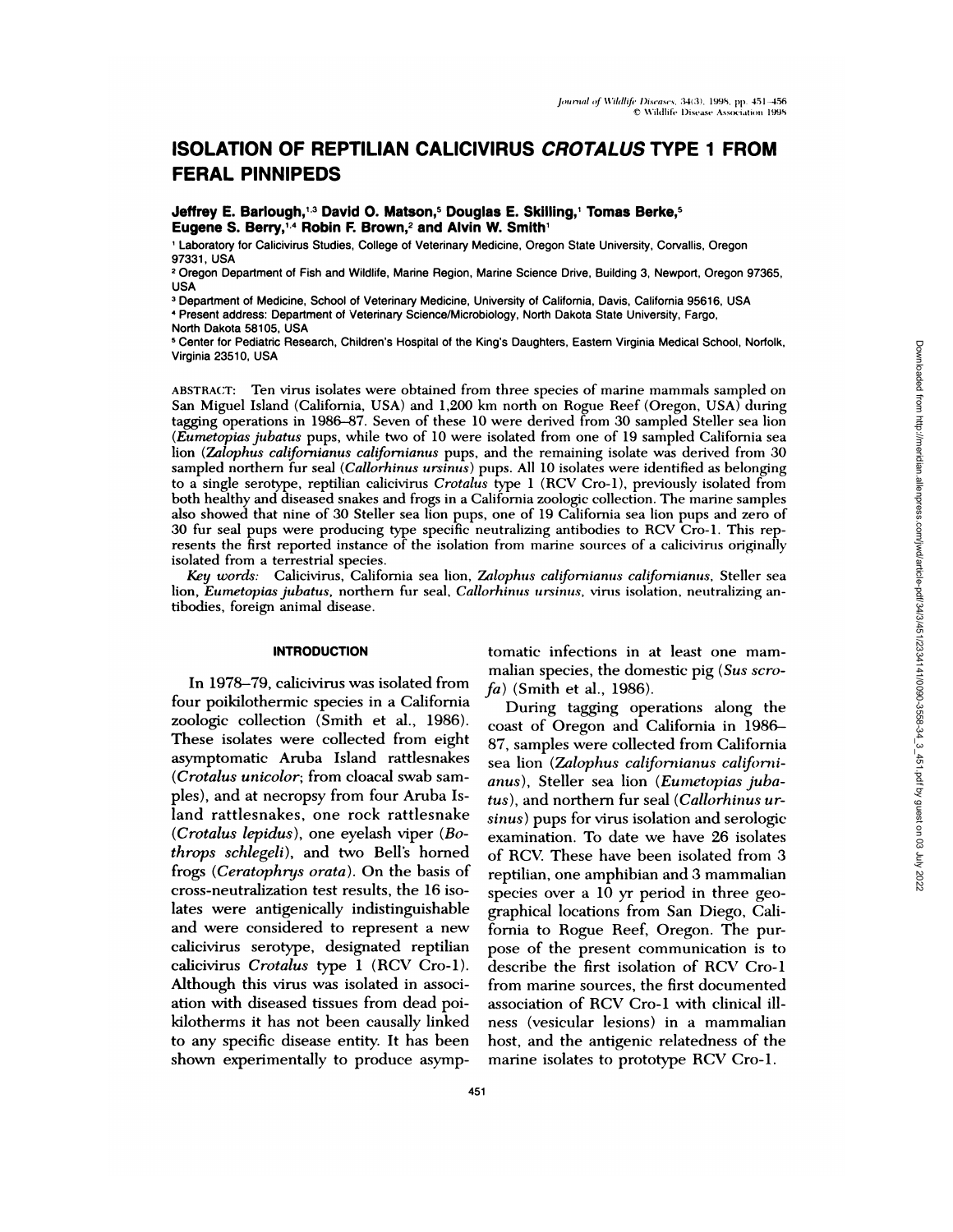# ISOLATION OF REPTILIAN CALICIVIRUS *CROTALUS* TYPE 1 FROM FERAL PINNIPEDS

**Jeffrey E. Barlough,[1,3] David O. Matson,[5] Douglas E. Skilling,[1] Tomas Berke,[5] Eugene S. Berry,[1,4] Robin F. Brown,[2] and Alvin W. Smith[1]**

[1] Laboratory for Calicivirus Studies, College of Veterinary Medicine, Oregon State University, Corvallis, Oregon 97331, USA

[2] Oregon Department of Fish and Wildlife, Marine Region, Marine Science Drive, Building 3, Newport, Oregon 97365, USA

[3] Department of Medicine, School of Veterinary Medicine, University of California, Davis, California 95616, USA

[4] Present address: Department of Veterinary Science/Microbiology, North Dakota State University, Fargo, North Dakota 58105, USA

[5] Center for Pediatric Research, Children's Hospital of the King's Daughters, Eastern Virginia Medical School, Norfolk, Virginia 23510, USA

ABSTRACT: Ten virus isolates were obtained from three species of marine mammals sampled on San Miguel Island (California, USA) and 1,200 km north on Rogue Reef (Oregon, USA) during tagging operations in 1986–87. Seven of these 10 were derived from 30 sampled Steller sea lion (*Eumetopias jubatus* pups, while two of 10 were isolated from one of 19 sampled California sea lion (*Zalophus californianus californianus* pups, and the remaining isolate was derived from 30 sampled northern fur seal (*Callorhinus ursinus*) pups. All 10 isolates were identified as belonging to a single serotype, reptilian calicivirus *Crotalus* type 1 (RCV Cro-1), previously isolated from both healthy and diseased snakes and frogs in a California zoologic collection. The marine samples also showed that nine of 30 Steller sea lion pups, one of 19 California sea lion pups and zero of 30 fur seal pups were producing type specific neutralizing antibodies to RCV Cro-1. This represents the first reported instance of the isolation from marine sources of a calicivirus originally isolated from a terrestrial species.

*Key words:* Calicivirus, California sea lion, *Zalophus californianus californianus*, Steller sea lion, *Eumetopias jubatus*, northern fur seal, *Callorhinus ursinus*, virus isolation, neutralizing antibodies, foreign animal disease.

## INTRODUCTION

In 1978–79, calicivirus was isolated from four poikilothermic species in a California zoologic collection (Smith et al., 1986). These isolates were collected from eight asymptomatic Aruba Island rattlesnakes (*Crotalus unicolor*; from cloacal swab samples), and at necropsy from four Aruba Island rattlesnakes, one rock rattlesnake (*Crotalus lepidus*), one eyelash viper (*Bothrops schlegeli*), and two Bell's horned frogs (*Ceratophrys orata*). On the basis of cross-neutralization test results, the 16 isolates were antigenically indistinguishable and were considered to represent a new calicivirus serotype, designated reptilian calicivirus *Crotalus* type 1 (RCV Cro-1). Although this virus was isolated in association with diseased tissues from dead poikilotherms it has not been causally linked to any specific disease entity. It has been shown experimentally to produce asymptomatic infections in at least one mammalian species, the domestic pig (*Sus scrofa*) (Smith et al., 1986).

During tagging operations along the coast of Oregon and California in 1986–87, samples were collected from California sea lion (*Zalophus californianus californianus*), Steller sea lion (*Eumetopias jubatus*), and northern fur seal (*Callorhinus ursinus*) pups for virus isolation and serologic examination. To date we have 26 isolates of RCV. These have been isolated from 3 reptilian, one amphibian and 3 mammalian species over a 10 yr period in three geographical locations from San Diego, California to Rogue Reef, Oregon. The purpose of the present communication is to describe the first isolation of RCV Cro-1 from marine sources, the first documented association of RCV Cro-1 with clinical illness (vesicular lesions) in a mammalian host, and the antigenic relatedness of the marine isolates to prototype RCV Cro-1.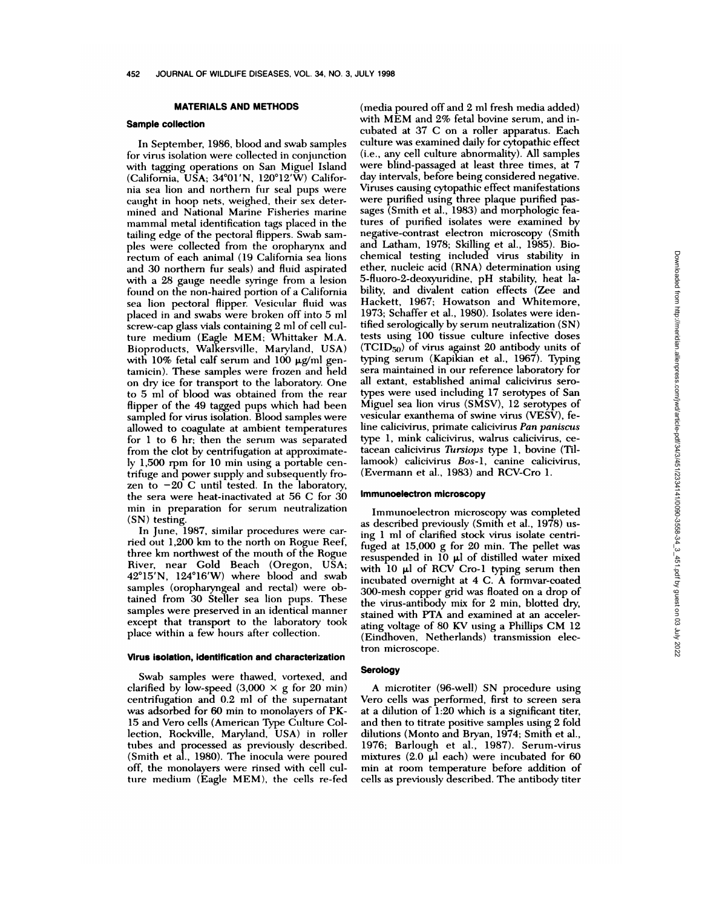## MATERIALS AND METHODS

### Sample collection

In September, 1986, blood and swab samples for virus isolation were collected in conjunction with tagging operations on San Miguel Island (California, USA; 34°01'N, 120°12'W) California sea lion and northern fur seal pups were caught in hoop nets, weighed, their sex determined and National Marine Fisheries marine mammal metal identification tags placed in the tailing edge of the pectoral flippers. Swab samples were collected from the oropharynx and rectum of each animal (19 California sea lions and 30 northern fur seals) and fluid aspirated with a 28 gauge needle syringe from a lesion found on the non-haired portion of a California sea lion pectoral flipper. Vesicular fluid was placed in and swabs were broken off into 5 ml screw-cap glass vials containing 2 ml of cell culture medium (Eagle MEM; Whittaker M.A. Bioproducts, Walkersville, Maryland, USA) with 10% fetal calf serum and 100 μg/ml gentamicin). These samples were frozen and held on dry ice for transport to the laboratory. One to 5 ml of blood was obtained from the rear flipper of the 49 tagged pups which had been sampled for virus isolation. Blood samples were allowed to coagulate at ambient temperatures for 1 to 6 hr; then the serum was separated from the clot by centrifugation at approximately 1,500 rpm for 10 min using a portable centrifuge and power supply and subsequently frozen to −20 C until tested. In the laboratory, the sera were heat-inactivated at 56 C for 30 min in preparation for serum neutralization (SN) testing.

In June, 1987, similar procedures were carried out 1,200 km to the north on Rogue Reef, three km northwest of the mouth of the Rogue River, near Gold Beach (Oregon, USA; 42°15'N, 124°16'W) where blood and swab samples (oropharyngeal and rectal) were obtained from 30 Steller sea lion pups. These samples were preserved in an identical manner except that transport to the laboratory took place within a few hours after collection.

### Virus isolation, identification and characterization

Swab samples were thawed, vortexed, and clarified by low-speed (3,000 × g for 20 min) centrifugation and 0.2 ml of the supernatant was adsorbed for 60 min to monolayers of PK-15 and Vero cells (American Type Culture Collection, Rockville, Maryland, USA) in roller tubes and processed as previously described. (Smith et al., 1980). The inocula were poured off, the monolayers were rinsed with cell culture medium (Eagle MEM), the cells re-fed (media poured off and 2 ml fresh media added) with MEM and 2% fetal bovine serum, and incubated at 37 C on a roller apparatus. Each culture was examined daily for cytopathic effect (i.e., any cell culture abnormality). All samples were blind-passaged at least three times, at 7 day intervals, before being considered negative. Viruses causing cytopathic effect manifestations were purified using three plaque purified passages (Smith et al., 1983) and morphologic features of purified isolates were examined by negative-contrast electron microscopy (Smith and Latham, 1978; Skilling et al., 1985). Biochemical testing included virus stability in ether, nucleic acid (RNA) determination using 5-fluoro-2-deoxyuridine, pH stability, heat lability, and divalent cation effects (Zee and Hackett, 1967; Howatson and Whitemore, 1973; Schaffer et al., 1980). Isolates were identified serologically by serum neutralization (SN) tests using 100 tissue culture infective doses ($TCID_{50}$) of virus against 20 antibody units of typing serum (Kapikian et al., 1967). Typing sera maintained in our reference laboratory for all extant, established animal calicivirus serotypes were used including 17 serotypes of San Miguel sea lion virus (SMSV), 12 serotypes of vesicular exanthema of swine virus (VESV), feline calicivirus, primate calicivirus *Pan paniscus* type 1, mink calicivirus, walrus calicivirus, cetacean calicivirus *Tursiops* type 1, bovine (Tillamook) calicivirus *Bos*-1, canine calicivirus, (Evermann et al., 1983) and RCV-Cro 1.

### Immunoelectron microscopy

Immunoelectron microscopy was completed as described previously (Smith et al., 1978) using 1 ml of clarified stock virus isolate centrifuged at 15,000 g for 20 min. The pellet was resuspended in 10 μl of distilled water mixed with 10 μl of RCV Cro-1 typing serum then incubated overnight at 4 C. A formvar-coated 300-mesh copper grid was floated on a drop of the virus-antibody mix for 2 min, blotted dry, stained with PTA and examined at an accelerating voltage of 80 KV using a Phillips CM 12 (Eindhoven, Netherlands) transmission electron microscope.

### Serology

A microtiter (96-well) SN procedure using Vero cells was performed, first to screen sera at a dilution of 1:20 which is a significant titer, and then to titrate positive samples using 2 fold dilutions (Monto and Bryan, 1974; Smith et al., 1976; Barlough et al., 1987). Serum-virus mixtures (2.0 μl each) were incubated for 60 min at room temperature before addition of cells as previously described. The antibody titer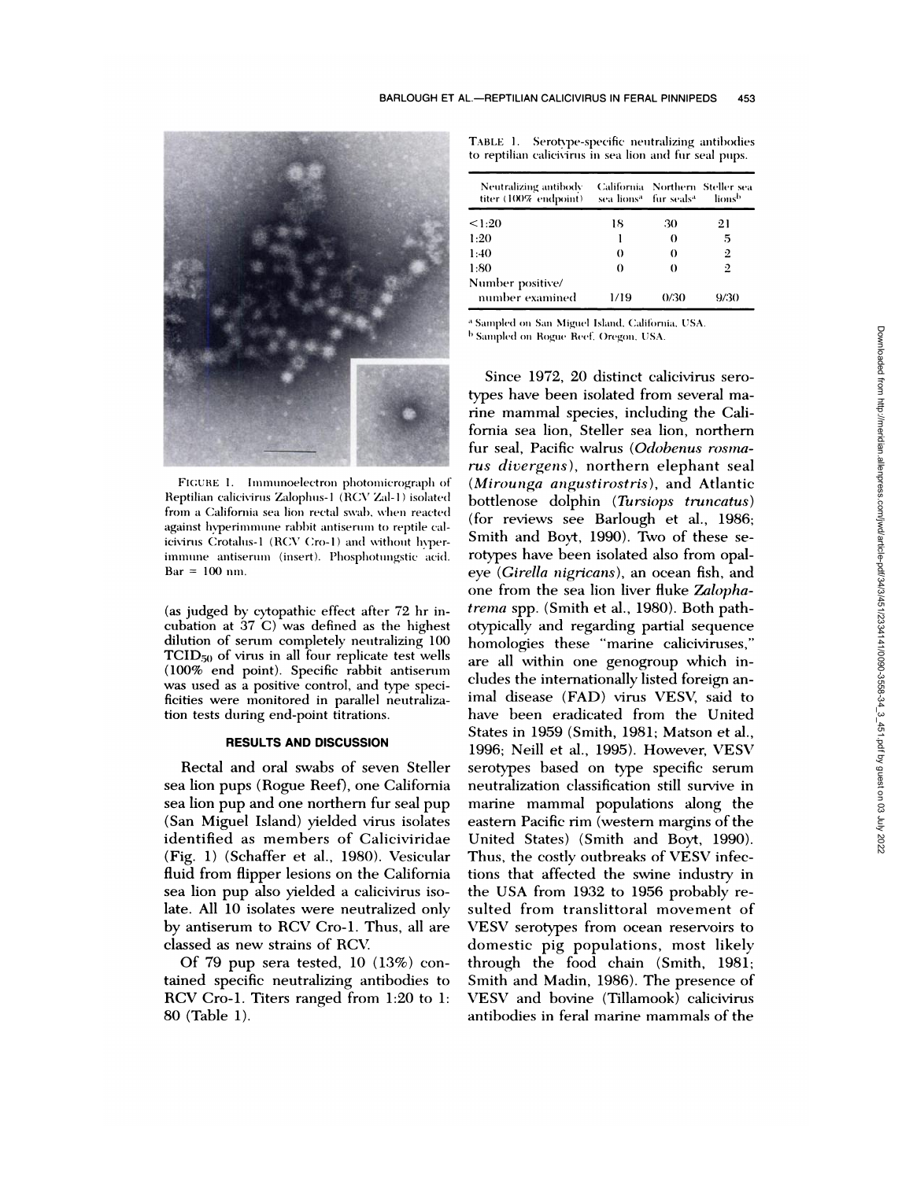FIGURE 1. Immunoelectron photomicrograph of Reptilian calicivirus Zalophus-1 (RCV Zal-1) isolated from a California sea lion rectal swab, when reacted against hyperimmune rabbit antiserum to reptile calicivirus Crotalus-1 (RCV Cro-1) and without hyperimmune antiserum (insert). Phosphotungstic acid. Bar = 100 nm.

(as judged by cytopathic effect after 72 hr incubation at 37 C) was defined as the highest dilution of serum completely neutralizing 100 $TCID_{50}$ of virus in all four replicate test wells (100% end point). Specific rabbit antiserum was used as a positive control, and type specificities were monitored in parallel neutralization tests during end-point titrations.

## RESULTS AND DISCUSSION

Rectal and oral swabs of seven Steller sea lion pups (Rogue Reef), one California sea lion pup and one northern fur seal pup (San Miguel Island) yielded virus isolates identified as members of Caliciviridae (Fig. 1) (Schaffer et al., 1980). Vesicular fluid from flipper lesions on the California sea lion pup also yielded a calicivirus isolate. All 10 isolates were neutralized only by antiserum to RCV Cro-1. Thus, all are classed as new strains of RCV.

Of 79 pup sera tested, 10 (13%) contained specific neutralizing antibodies to RCV Cro-1. Titers ranged from 1:20 to 1:80 (Table 1).

TABLE 1. Serotype-specific neutralizing antibodies to reptilian calicivirus in sea lion and fur seal pups.

| Neutralizing antibody titer (100% endpoint) | California sea lions[a] | Northern fur seals[a] | Steller sea lions[b] |
|---|---|---|---|
| <1:20 | 18 | 30 | 21 |
| 1:20 | 1 | 0 | 5 |
| 1:40 | 0 | 0 | 2 |
| 1:80 | 0 | 0 | 2 |
| Number positive/ number examined | 1/19 | 0/30 | 9/30 |

[a] Sampled on San Miguel Island, California, USA.
[b] Sampled on Rogue Reef, Oregon, USA.

Since 1972, 20 distinct calicivirus serotypes have been isolated from several marine mammal species, including the California sea lion, Steller sea lion, northern fur seal, Pacific walrus (*Odobenus rosmarus divergens*), northern elephant seal (*Mirounga angustirostris*), and Atlantic bottlenose dolphin (*Tursiops truncatus*) (for reviews see Barlough et al., 1986; Smith and Boyt, 1990). Two of these serotypes have been isolated also from opaleye (*Girella nigricans*), an ocean fish, and one from the sea lion liver fluke *Zalophatrema* spp. (Smith et al., 1980). Both pathotypically and regarding partial sequence homologies these "marine caliciviruses," are all within one genogroup which includes the internationally listed foreign animal disease (FAD) virus VESV, said to have been eradicated from the United States in 1959 (Smith, 1981; Matson et al., 1996; Neill et al., 1995). However, VESV serotypes based on type specific serum neutralization classification still survive in marine mammal populations along the eastern Pacific rim (western margins of the United States) (Smith and Boyt, 1990). Thus, the costly outbreaks of VESV infections that affected the swine industry in the USA from 1932 to 1956 probably resulted from translittoral movement of VESV serotypes from ocean reservoirs to domestic pig populations, most likely through the food chain (Smith, 1981; Smith and Madin, 1986). The presence of VESV and bovine (Tillamook) calicivirus antibodies in feral marine mammals of the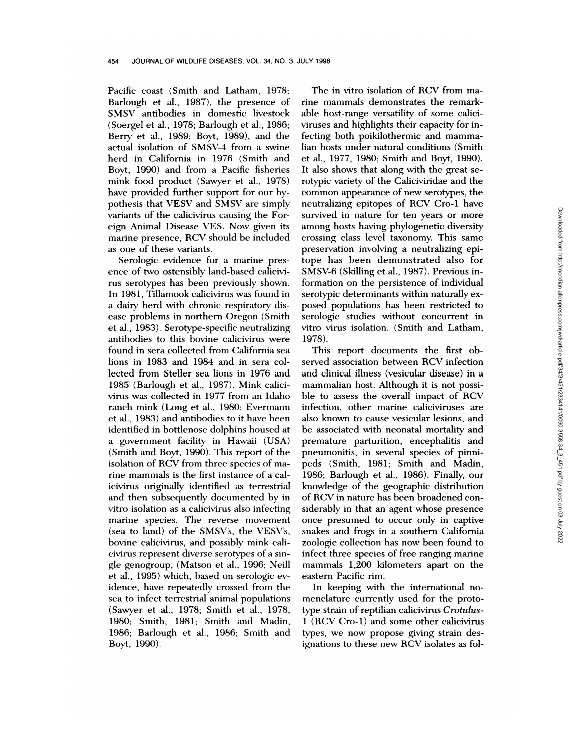Pacific coast (Smith and Latham, 1978; Barlough et al., 1987), the presence of SMSV antibodies in domestic livestock (Soergel et al., 1978; Barlough et al., 1986; Berry et al., 1989; Boyt, 1989), and the actual isolation of SMSV-4 from a swine herd in California in 1976 (Smith and Boyt, 1990) and from a Pacific fisheries mink food product (Sawyer et al., 1978) have provided further support for our hypothesis that VESV and SMSV are simply variants of the calicivirus causing the Foreign Animal Disease VES. Now given its marine presence, RCV should be included as one of these variants.

Serologic evidence for a marine presence of two ostensibly land-based calicivirus serotypes has been previously shown. In 1981, Tillamook calicivirus was found in a dairy herd with chronic respiratory disease problems in northern Oregon (Smith et al., 1983). Serotype-specific neutralizing antibodies to this bovine calicivirus were found in sera collected from California sea lions in 1983 and 1984 and in sera collected from Steller sea lions in 1976 and 1985 (Barlough et al., 1987). Mink calicivirus was collected in 1977 from an Idaho ranch mink (Long et al., 1980; Evermann et al., 1983) and antibodies to it have been identified in bottlenose dolphins housed at a government facility in Hawaii (USA) (Smith and Boyt, 1990). This report of the isolation of RCV from three species of marine mammals is the first instance of a calicivirus originally identified as terrestrial and then subsequently documented by in vitro isolation as a calicivirus also infecting marine species. The reverse movement (sea to land) of the SMSV's, the VESV's, bovine calicivirus, and possibly mink calicivirus represent diverse serotypes of a single genogroup, (Matson et al., 1996; Neill et al., 1995) which, based on serologic evidence, have repeatedly crossed from the sea to infect terrestrial animal populations (Sawyer et al., 1978; Smith et al., 1978, 1980; Smith, 1981; Smith and Madin, 1986; Barlough et al., 1986; Smith and Boyt, 1990).

The in vitro isolation of RCV from marine mammals demonstrates the remarkable host-range versatility of some caliciviruses and highlights their capacity for infecting both poikilothermic and mammalian hosts under natural conditions (Smith et al., 1977, 1980; Smith and Boyt, 1990). It also shows that along with the great serotypic variety of the Caliciviridae and the common appearance of new serotypes, the neutralizing epitopes of RCV Cro-1 have survived in nature for ten years or more among hosts having phylogenetic diversity crossing class level taxonomy. This same preservation involving a neutralizing epitope has been demonstrated also for SMSV-6 (Skilling et al., 1987). Previous information on the persistence of individual serotypic determinants within naturally exposed populations has been restricted to serologic studies without concurrent in vitro virus isolation. (Smith and Latham, 1978).

This report documents the first observed association between RCV infection and clinical illness (vesicular disease) in a mammalian host. Although it is not possible to assess the overall impact of RCV infection, other marine caliciviruses are also known to cause vesicular lesions, and be associated with neonatal mortality and premature parturition, encephalitis and pneumonitis, in several species of pinnipeds (Smith, 1981; Smith and Madin, 1986; Barlough et al., 1986). Finally, our knowledge of the geographic distribution of RCV in nature has been broadened considerably in that an agent whose presence once presumed to occur only in captive snakes and frogs in a southern California zoologic collection has now been found to infect three species of free ranging marine mammals 1,200 kilometers apart on the eastern Pacific rim.

In keeping with the international nomenclature currently used for the prototype strain of reptilian calicivirus *Crotulus*-1 (RCV Cro-1) and some other calicivirus types, we now propose giving strain designations to these new RCV isolates as fol-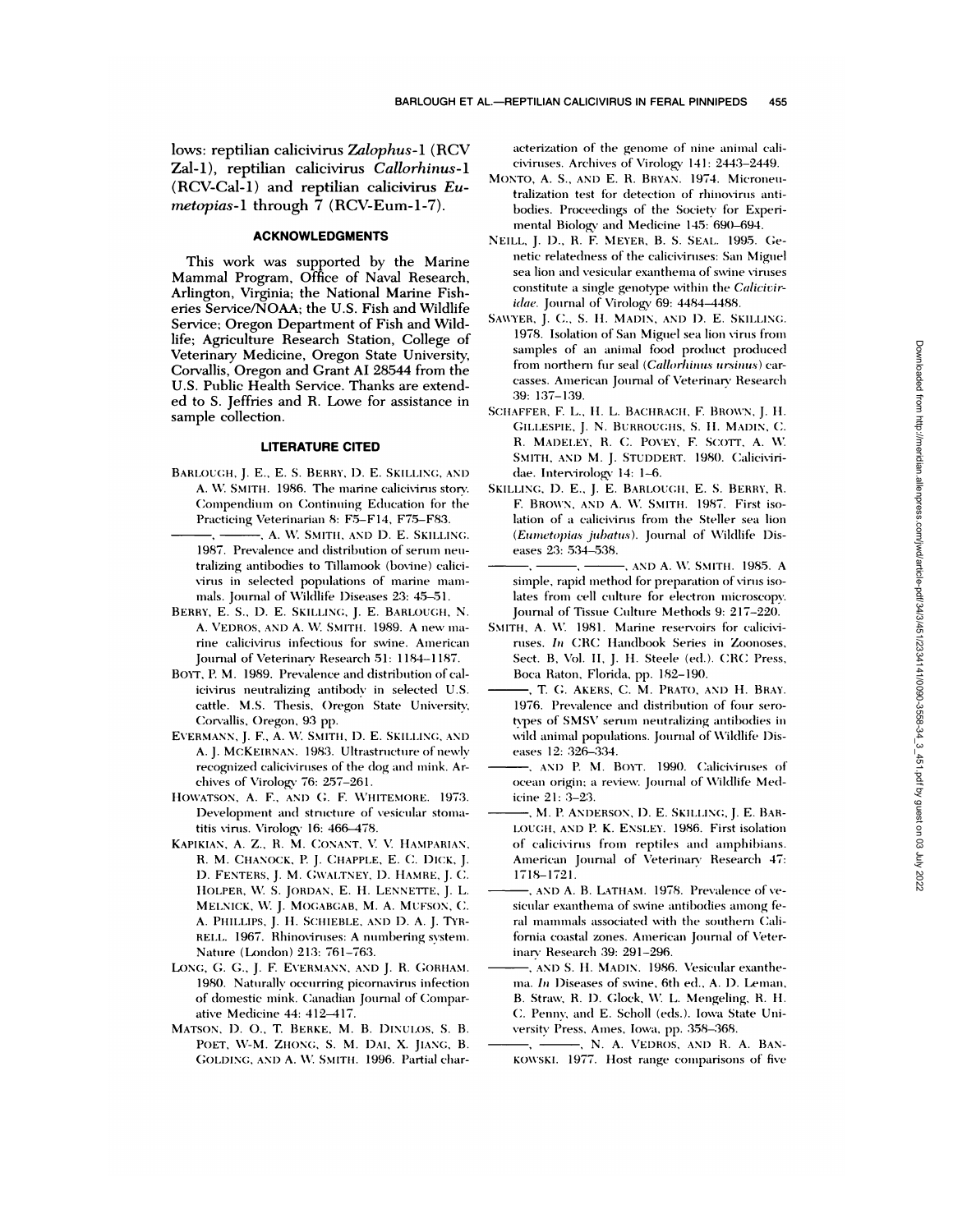lows: reptilian calicivirus *Zalophus*-1 (RCV Zal-1), reptilian calicivirus *Callorhinus*-1 (RCV-Cal-1) and reptilian calicivirus *Eumetopias*-1 through 7 (RCV-Eum-1-7).

## ACKNOWLEDGMENTS

This work was supported by the Marine Mammal Program, Office of Naval Research, Arlington, Virginia; the National Marine Fisheries Service/NOAA; the U.S. Fish and Wildlife Service; Oregon Department of Fish and Wildlife; Agriculture Research Station, College of Veterinary Medicine, Oregon State University, Corvallis, Oregon and Grant AI 28544 from the U.S. Public Health Service. Thanks are extended to S. Jeffries and R. Lowe for assistance in sample collection.

## LITERATURE CITED

BARLOUGH, J. E., E. S. BERRY, D. E. SKILLING, AND A. W. SMITH. 1986. The marine calicivirus story. Compendium on Continuing Education for the Practicing Veterinarian 8: F5–F14, F75–F83.

———, ———, A. W. SMITH, AND D. E. SKILLING. 1987. Prevalence and distribution of serum neutralizing antibodies to Tillamook (bovine) calicivirus in selected populations of marine mammals. Journal of Wildlife Diseases 23: 45–51.

BERRY, E. S., D. E. SKILLING, J. E. BARLOUGH, N. A. VEDROS, AND A. W. SMITH. 1989. A new marine calicivirus infectious for swine. American Journal of Veterinary Research 51: 1184–1187.

BOYT, P. M. 1989. Prevalence and distribution of calicivirus neutralizing antibody in selected U.S. cattle. M.S. Thesis, Oregon State University, Corvallis, Oregon, 93 pp.

EVERMANN, J. F., A. W. SMITH, D. E. SKILLING, AND A. J. MCKEIRNAN. 1983. Ultrastructure of newly recognized caliciviruses of the dog and mink. Archives of Virology 76: 257–261.

HOWATSON, A. F., AND G. F. WHITEMORE. 1973. Development and structure of vesicular stomatitis virus. Virology 16: 466–478.

KAPIKIAN, A. Z., R. M. CONANT, V. V. HAMPARIAN, R. M. CHANOCK, P. J. CHAPPLE, E. C. DICK, J. D. FENTERS, J. M. GWALTNEY, D. HAMRE, J. C. HOLPER, W. S. JORDAN, E. H. LENNETTE, J. L. MELNICK, W. J. MOGABGAB, M. A. MUFSON, C. A. PHILLIPS, J. H. SCHIEBLE, AND D. A. J. TYRRELL. 1967. Rhinoviruses: A numbering system. Nature (London) 213: 761–763.

LONG, G. G., J. F. EVERMANN, AND J. R. GORHAM. 1980. Naturally occurring picornavirus infection of domestic mink. Canadian Journal of Comparative Medicine 44: 412–417.

MATSON, D. O., T. BERKE, M. B. DINULOS, S. B. POET, W-M. ZHONG, S. M. DAI, X. JIANG, B. GOLDING, AND A. W. SMITH. 1996. Partial characterization of the genome of nine animal caliciviruses. Archives of Virology 141: 2443–2449.

MONTO, A. S., AND E. R. BRYAN. 1974. Microneutralization test for detection of rhinovirus antibodies. Proceedings of the Society for Experimental Biology and Medicine 145: 690–694.

NEILL, J. D., R. F. MEYER, B. S. SEAL. 1995. Genetic relatedness of the caliciviruses: San Miguel sea lion and vesicular exanthema of swine viruses constitute a single genotype within the *Caliciviridae*. Journal of Virology 69: 4484–4488.

SAWYER, J. C., S. H. MADIN, AND D. E. SKILLING. 1978. Isolation of San Miguel sea lion virus from samples of an animal food product produced from northern fur seal (*Callorhinus ursinus*) carcasses. American Journal of Veterinary Research 39: 137–139.

SCHAFFER, F. L., H. L. BACHRACH, F. BROWN, J. H. GILLESPIE, J. N. BURROUGHS, S. H. MADIN, C. R. MADELEY, R. C. POVEY, F. SCOTT, A. W. SMITH, AND M. J. STUDDERT. 1980. Caliciviridae. Intervirology 14: 1–6.

SKILLING, D. E., J. E. BARLOUGH, E. S. BERRY, R. F. BROWN, AND A. W. SMITH. 1987. First isolation of a calicivirus from the Steller sea lion (*Eumetopias jubatus*). Journal of Wildlife Diseases 23: 534–538.

———, ———, ———, AND A. W. SMITH. 1985. A simple, rapid method for preparation of virus isolates from cell culture for electron microscopy. Journal of Tissue Culture Methods 9: 217–220.

SMITH, A. W. 1981. Marine reservoirs for caliciviruses. *In* CRC Handbook Series in Zoonoses, Sect. B, Vol. II, J. H. Steele (ed.). CRC Press, Boca Raton, Florida, pp. 182–190.

———, T. G. AKERS, C. M. PRATO, AND H. BRAY. 1976. Prevalence and distribution of four serotypes of SMSV serum neutralizing antibodies in wild animal populations. Journal of Wildlife Diseases 12: 326–334.

———, AND P. M. BOYT. 1990. Caliciviruses of ocean origin; a review. Journal of Wildlife Medicine 21: 3–23.

———, M. P. ANDERSON, D. E. SKILLING, J. E. BARLOUGH, AND P. K. ENSLEY. 1986. First isolation of calicivirus from reptiles and amphibians. American Journal of Veterinary Research 47: 1718–1721.

———, AND A. B. LATHAM. 1978. Prevalence of vesicular exanthema of swine antibodies among feral mammals associated with the southern California coastal zones. American Journal of Veterinary Research 39: 291–296.

———, AND S. H. MADIN. 1986. Vesicular exanthema. *In* Diseases of swine, 6th ed., A. D. Leman, B. Straw, R. D. Glock, W. L. Mengeling, R. H. C. Penny, and E. Scholl (eds.). Iowa State University Press, Ames, Iowa, pp. 358–368.

———, ———, N. A. VEDROS, AND R. A. BANKOWSKI. 1977. Host range comparisons of five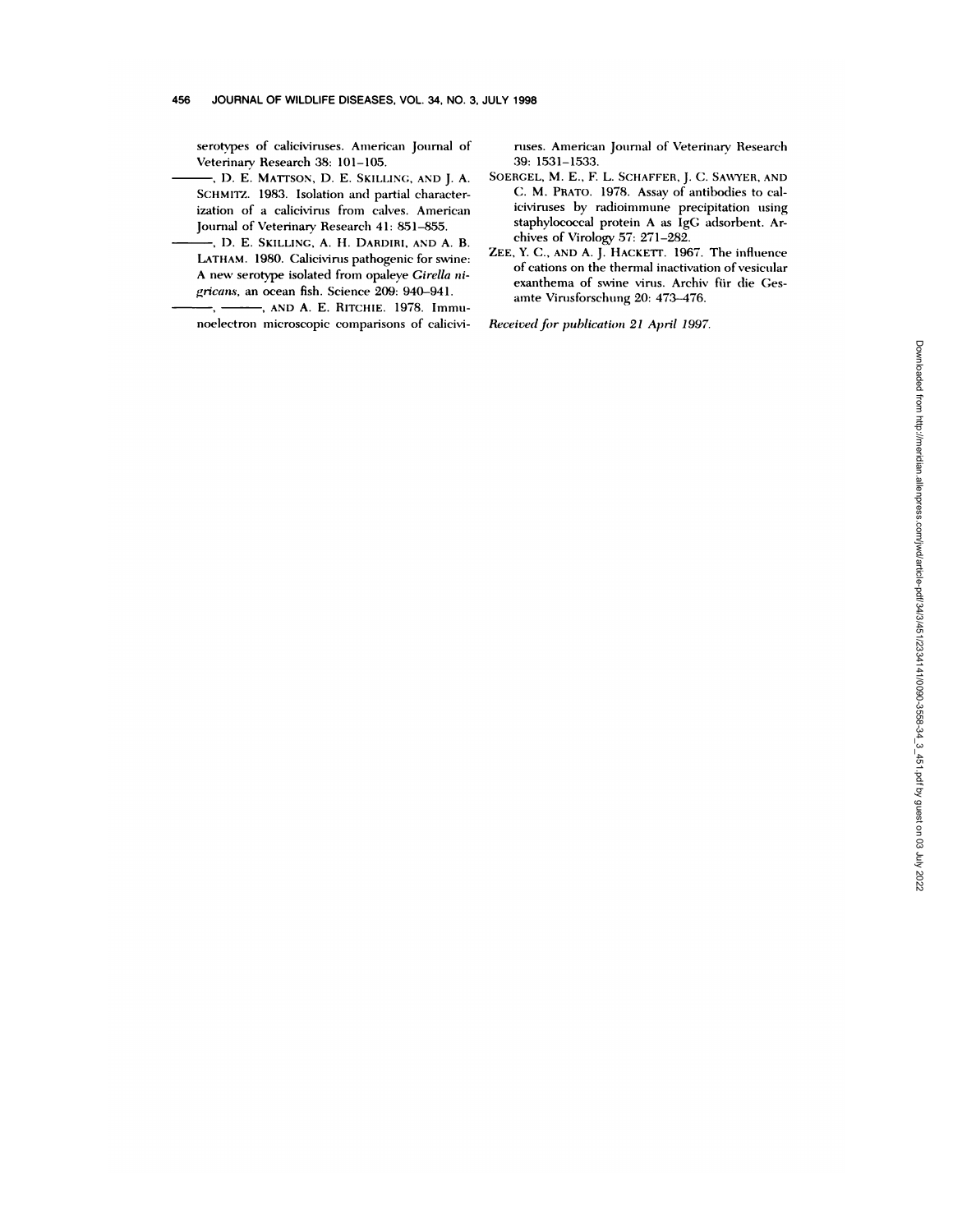serotypes of caliciviruses. American Journal of Veterinary Research 38: 101–105.

———, D. E. MATTSON, D. E. SKILLING, AND J. A. SCHMITZ. 1983. Isolation and partial characterization of a calicivirus from calves. American Journal of Veterinary Research 41: 851–855.

———, D. E. SKILLING, A. H. DARDIRI, AND A. B. LATHAM. 1980. Calicivirus pathogenic for swine: A new serotype isolated from opaleye *Girella nigricans*, an ocean fish. Science 209: 940–941.

———, ———, AND A. E. RITCHIE. 1978. Immunoelectron microscopic comparisons of caliciviruses. American Journal of Veterinary Research 39: 1531–1533.

SOERGEL, M. E., F. L. SCHAFFER, J. C. SAWYER, AND C. M. PRATO. 1978. Assay of antibodies to caliciviruses by radioimmune precipitation using staphylococcal protein A as IgG adsorbent. Archives of Virology 57: 271–282.

ZEE, Y. C., AND A. J. HACKETT. 1967. The influence of cations on the thermal inactivation of vesicular exanthema of swine virus. Archiv für die Gesamte Virusforschung 20: 473–476.

*Received for publication 21 April 1997.*